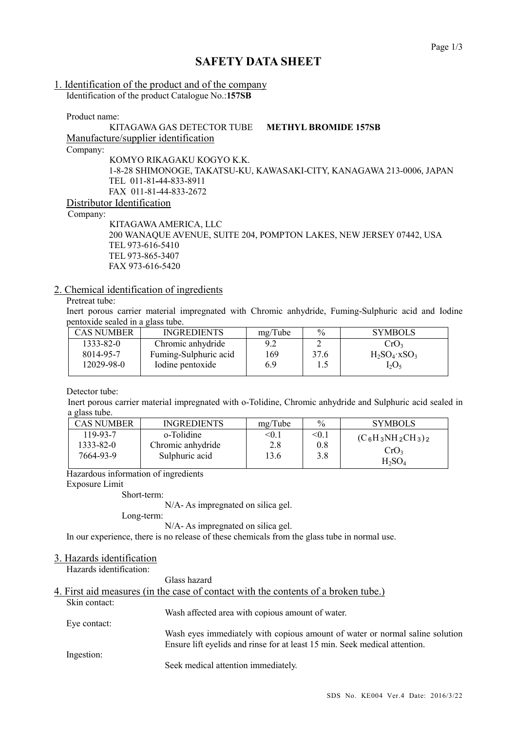# SAFETY DATA SHEET

## 1. Identification of the product and of the company

Identification of the product Catalogue No.:**157SB**

Product name:

KITAGAWA GAS DETECTOR TUBE **METHYL BROMIDE 157SB**

### Manufacture/supplier identification

Company:

KOMYO RIKAGAKU KOGYO K.K.
1-8-28 SHIMONOGE, TAKATSU-KU, KAWASAKI-CITY, KANAGAWA 213-0006, JAPAN
TEL 011-81-44-833-8911
FAX 011-81-44-833-2672

### Distributor Identification

Company:

KITAGAWA AMERICA, LLC
200 WANAQUE AVENUE, SUITE 204, POMPTON LAKES, NEW JERSEY 07442, USA
TEL 973-616-5410
TEL 973-865-3407
FAX 973-616-5420

## 2. Chemical identification of ingredients

Pretreat tube:

Inert porous carrier material impregnated with Chromic anhydride, Fuming-Sulphuric acid and Iodine pentoxide sealed in a glass tube.

| CAS NUMBER | INGREDIENTS | mg/Tube | % | SYMBOLS |
|---|---|---|---|---|
| 1333-82-0 | Chromic anhydride | 9.2 | 2 | $CrO_3$ |
| 8014-95-7 | Fuming-Sulphuric acid | 169 | 37.6 | $H_2SO_4 \cdot xSO_3$ |
| 12029-98-0 | Iodine pentoxide | 6.9 | 1.5 | $I_2O_5$ |

Detector tube:

Inert porous carrier material impregnated with o-Tolidine, Chromic anhydride and Sulphuric acid sealed in a glass tube.

| CAS NUMBER | INGREDIENTS | mg/Tube | % | SYMBOLS |
|---|---|---|---|---|
| 119-93-7 | o-Tolidine | <0.1 | <0.1 | $(C_6H_3NH_2CH_3)_2$ |
| 1333-82-0 | Chromic anhydride | 2.8 | 0.8 | $CrO_3$ |
| 7664-93-9 | Sulphuric acid | 13.6 | 3.8 | $H_2SO_4$ |

Hazardous information of ingredients

Exposure Limit

Short-term:

N/A- As impregnated on silica gel.

Long-term:

N/A- As impregnated on silica gel.

In our experience, there is no release of these chemicals from the glass tube in normal use.

## 3. Hazards identification

Hazards identification:

Glass hazard

## 4. First aid measures (in the case of contact with the contents of a broken tube.)

Skin contact:

Wash affected area with copious amount of water.

Eye contact:

Wash eyes immediately with copious amount of water or normal saline solution Ensure lift eyelids and rinse for at least 15 min. Seek medical attention.

Ingestion:

Seek medical attention immediately.

SDS No. KE004 Ver.4 Date: 2016/3/22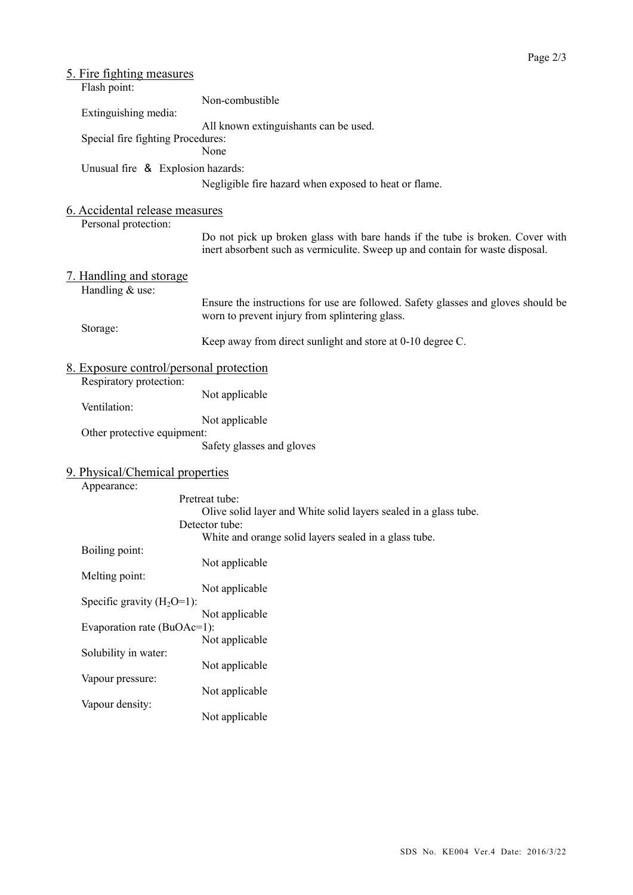## 5. Fire fighting measures

Flash point:

Non-combustible

Extinguishing media:

All known extinguishants can be used.

Special fire fighting Procedures:

None

Unusual fire ＆ Explosion hazards:

Negligible fire hazard when exposed to heat or flame.

## 6. Accidental release measures

Personal protection:

Do not pick up broken glass with bare hands if the tube is broken. Cover with inert absorbent such as vermiculite. Sweep up and contain for waste disposal.

## 7. Handling and storage

Handling & use:

Ensure the instructions for use are followed. Safety glasses and gloves should be worn to prevent injury from splintering glass.

Storage:

Keep away from direct sunlight and store at 0-10 degree C.

## 8. Exposure control/personal protection

Respiratory protection:

Not applicable

Ventilation:

Not applicable

Other protective equipment:

Safety glasses and gloves

## 9. Physical/Chemical properties

Appearance:

Pretreat tube:

Olive solid layer and White solid layers sealed in a glass tube.

Detector tube:

White and orange solid layers sealed in a glass tube.

Boiling point:

Not applicable

Melting point:

Not applicable

Specific gravity ($H_2O$=1):

Not applicable

Evaporation rate (BuOAc=1):

Not applicable

Solubility in water:

Not applicable

Vapour pressure:

Not applicable

Vapour density:

Not applicable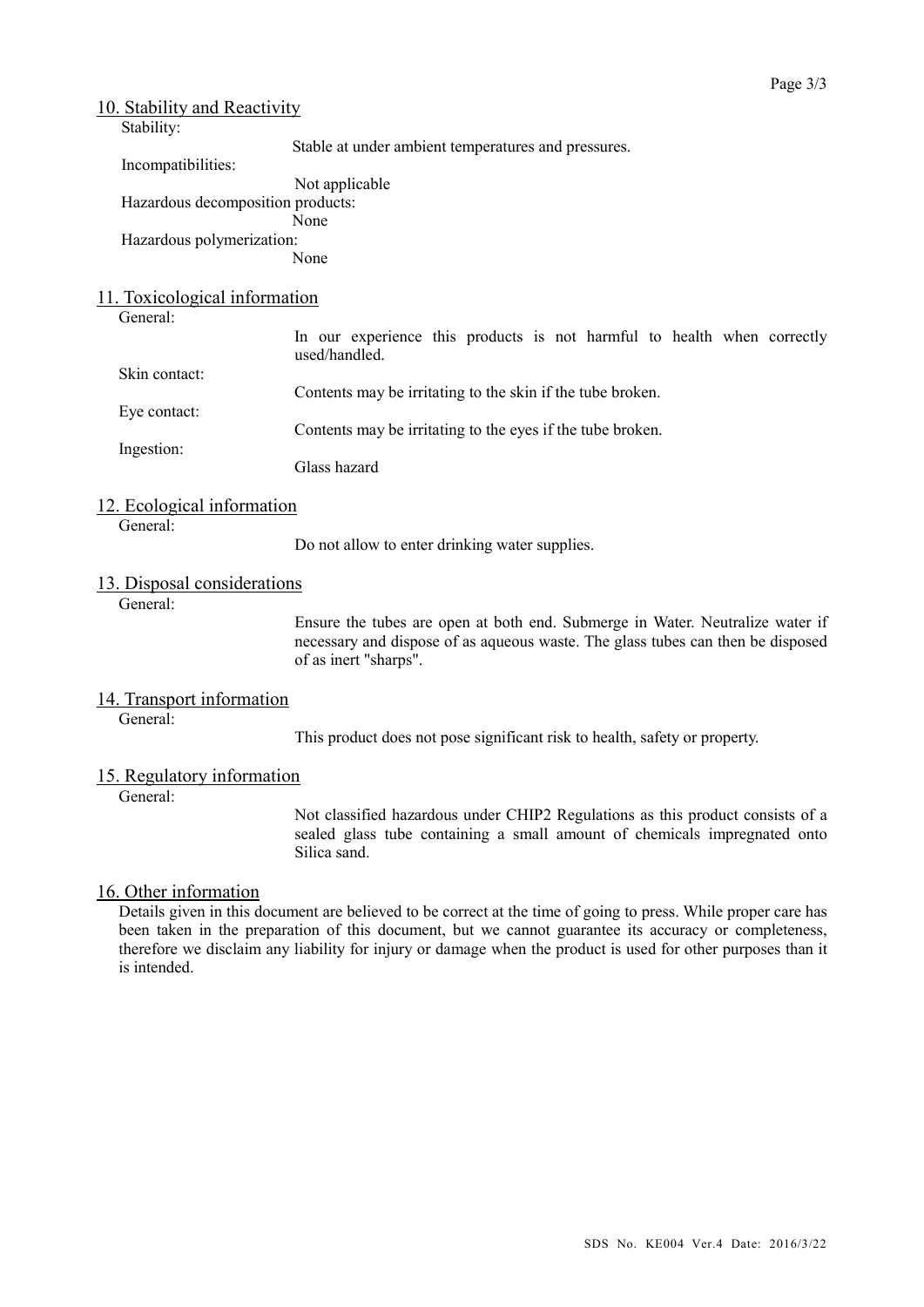## 10. Stability and Reactivity

Stability:

Stable at under ambient temperatures and pressures.

Incompatibilities:

Not applicable

Hazardous decomposition products:

None

Hazardous polymerization:

None

## 11. Toxicological information

General:

In our experience this products is not harmful to health when correctly used/handled.

Skin contact:

Contents may be irritating to the skin if the tube broken.

Eye contact:

Contents may be irritating to the eyes if the tube broken.

Ingestion:

Glass hazard

## 12. Ecological information

General:

Do not allow to enter drinking water supplies.

## 13. Disposal considerations

General:

Ensure the tubes are open at both end. Submerge in Water. Neutralize water if necessary and dispose of as aqueous waste. The glass tubes can then be disposed of as inert "sharps".

## 14. Transport information

General:

This product does not pose significant risk to health, safety or property.

## 15. Regulatory information

General:

Not classified hazardous under CHIP2 Regulations as this product consists of a sealed glass tube containing a small amount of chemicals impregnated onto Silica sand.

## 16. Other information

Details given in this document are believed to be correct at the time of going to press. While proper care has been taken in the preparation of this document, but we cannot guarantee its accuracy or completeness, therefore we disclaim any liability for injury or damage when the product is used for other purposes than it is intended.